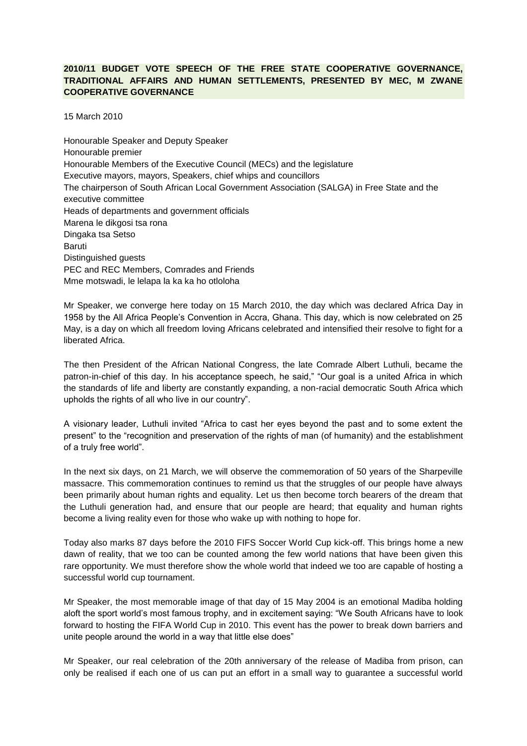**2010/11 BUDGET VOTE SPEECH OF THE FREE STATE COOPERATIVE GOVERNANCE, TRADITIONAL AFFAIRS AND HUMAN SETTLEMENTS, PRESENTED BY MEC, M ZWANE COOPERATIVE GOVERNANCE**

15 March 2010

Honourable Speaker and Deputy Speaker
Honourable premier
Honourable Members of the Executive Council (MECs) and the legislature
Executive mayors, mayors, Speakers, chief whips and councillors
The chairperson of South African Local Government Association (SALGA) in Free State and the executive committee
Heads of departments and government officials
Marena le dikgosi tsa rona
Dingaka tsa Setso
Baruti
Distinguished guests
PEC and REC Members, Comrades and Friends
Mme motswadi, le lelapa la ka ka ho otloloha

Mr Speaker, we converge here today on 15 March 2010, the day which was declared Africa Day in 1958 by the All Africa People's Convention in Accra, Ghana. This day, which is now celebrated on 25 May, is a day on which all freedom loving Africans celebrated and intensified their resolve to fight for a liberated Africa.

The then President of the African National Congress, the late Comrade Albert Luthuli, became the patron-in-chief of this day. In his acceptance speech, he said," "Our goal is a united Africa in which the standards of life and liberty are constantly expanding, a non-racial democratic South Africa which upholds the rights of all who live in our country".

A visionary leader, Luthuli invited "Africa to cast her eyes beyond the past and to some extent the present" to the "recognition and preservation of the rights of man (of humanity) and the establishment of a truly free world".

In the next six days, on 21 March, we will observe the commemoration of 50 years of the Sharpeville massacre. This commemoration continues to remind us that the struggles of our people have always been primarily about human rights and equality. Let us then become torch bearers of the dream that the Luthuli generation had, and ensure that our people are heard; that equality and human rights become a living reality even for those who wake up with nothing to hope for.

Today also marks 87 days before the 2010 FIFS Soccer World Cup kick-off. This brings home a new dawn of reality, that we too can be counted among the few world nations that have been given this rare opportunity. We must therefore show the whole world that indeed we too are capable of hosting a successful world cup tournament.

Mr Speaker, the most memorable image of that day of 15 May 2004 is an emotional Madiba holding aloft the sport world's most famous trophy, and in excitement saying: "We South Africans have to look forward to hosting the FIFA World Cup in 2010. This event has the power to break down barriers and unite people around the world in a way that little else does"

Mr Speaker, our real celebration of the 20th anniversary of the release of Madiba from prison, can only be realised if each one of us can put an effort in a small way to guarantee a successful world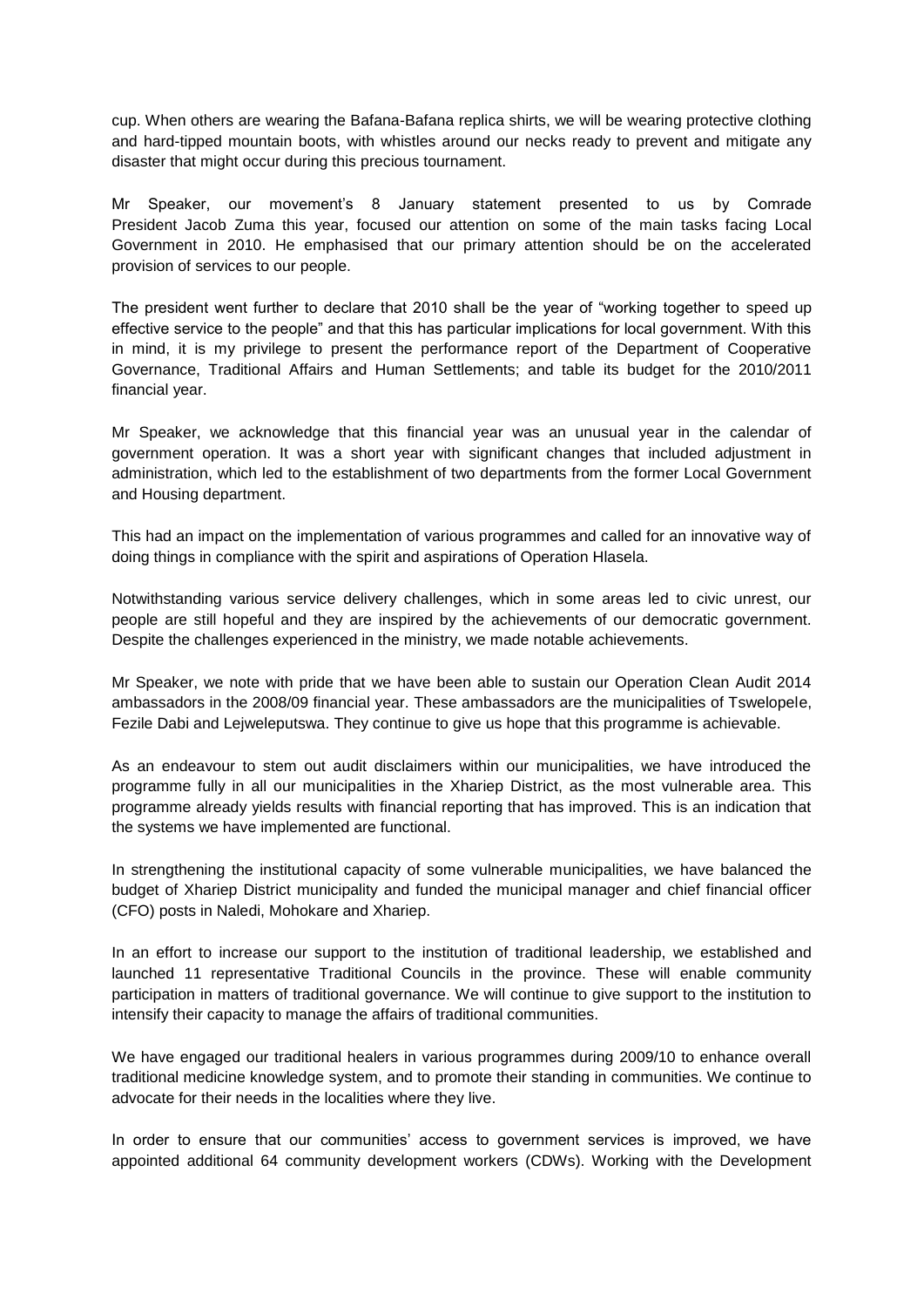cup. When others are wearing the Bafana-Bafana replica shirts, we will be wearing protective clothing and hard-tipped mountain boots, with whistles around our necks ready to prevent and mitigate any disaster that might occur during this precious tournament.

Mr Speaker, our movement's 8 January statement presented to us by Comrade President Jacob Zuma this year, focused our attention on some of the main tasks facing Local Government in 2010. He emphasised that our primary attention should be on the accelerated provision of services to our people.

The president went further to declare that 2010 shall be the year of "working together to speed up effective service to the people" and that this has particular implications for local government. With this in mind, it is my privilege to present the performance report of the Department of Cooperative Governance, Traditional Affairs and Human Settlements; and table its budget for the 2010/2011 financial year.

Mr Speaker, we acknowledge that this financial year was an unusual year in the calendar of government operation. It was a short year with significant changes that included adjustment in administration, which led to the establishment of two departments from the former Local Government and Housing department.

This had an impact on the implementation of various programmes and called for an innovative way of doing things in compliance with the spirit and aspirations of Operation Hlasela.

Notwithstanding various service delivery challenges, which in some areas led to civic unrest, our people are still hopeful and they are inspired by the achievements of our democratic government. Despite the challenges experienced in the ministry, we made notable achievements.

Mr Speaker, we note with pride that we have been able to sustain our Operation Clean Audit 2014 ambassadors in the 2008/09 financial year. These ambassadors are the municipalities of Tswelopele, Fezile Dabi and Lejweleputswa. They continue to give us hope that this programme is achievable.

As an endeavour to stem out audit disclaimers within our municipalities, we have introduced the programme fully in all our municipalities in the Xhariep District, as the most vulnerable area. This programme already yields results with financial reporting that has improved. This is an indication that the systems we have implemented are functional.

In strengthening the institutional capacity of some vulnerable municipalities, we have balanced the budget of Xhariep District municipality and funded the municipal manager and chief financial officer (CFO) posts in Naledi, Mohokare and Xhariep.

In an effort to increase our support to the institution of traditional leadership, we established and launched 11 representative Traditional Councils in the province. These will enable community participation in matters of traditional governance. We will continue to give support to the institution to intensify their capacity to manage the affairs of traditional communities.

We have engaged our traditional healers in various programmes during 2009/10 to enhance overall traditional medicine knowledge system, and to promote their standing in communities. We continue to advocate for their needs in the localities where they live.

In order to ensure that our communities' access to government services is improved, we have appointed additional 64 community development workers (CDWs). Working with the Development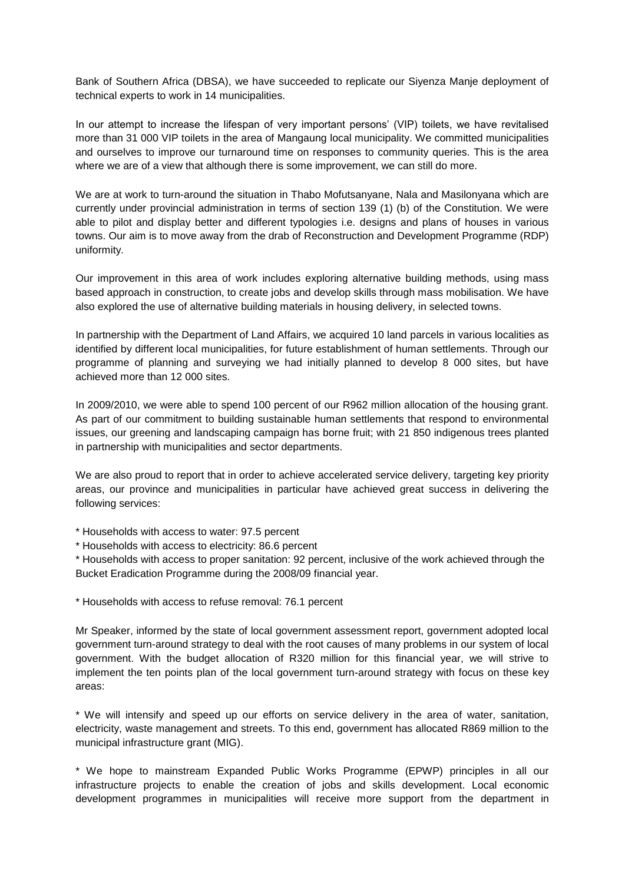Bank of Southern Africa (DBSA), we have succeeded to replicate our Siyenza Manje deployment of technical experts to work in 14 municipalities.

In our attempt to increase the lifespan of very important persons' (VIP) toilets, we have revitalised more than 31 000 VIP toilets in the area of Mangaung local municipality. We committed municipalities and ourselves to improve our turnaround time on responses to community queries. This is the area where we are of a view that although there is some improvement, we can still do more.

We are at work to turn-around the situation in Thabo Mofutsanyane, Nala and Masilonyana which are currently under provincial administration in terms of section 139 (1) (b) of the Constitution. We were able to pilot and display better and different typologies i.e. designs and plans of houses in various towns. Our aim is to move away from the drab of Reconstruction and Development Programme (RDP) uniformity.

Our improvement in this area of work includes exploring alternative building methods, using mass based approach in construction, to create jobs and develop skills through mass mobilisation. We have also explored the use of alternative building materials in housing delivery, in selected towns.

In partnership with the Department of Land Affairs, we acquired 10 land parcels in various localities as identified by different local municipalities, for future establishment of human settlements. Through our programme of planning and surveying we had initially planned to develop 8 000 sites, but have achieved more than 12 000 sites.

In 2009/2010, we were able to spend 100 percent of our R962 million allocation of the housing grant. As part of our commitment to building sustainable human settlements that respond to environmental issues, our greening and landscaping campaign has borne fruit; with 21 850 indigenous trees planted in partnership with municipalities and sector departments.

We are also proud to report that in order to achieve accelerated service delivery, targeting key priority areas, our province and municipalities in particular have achieved great success in delivering the following services:

* Households with access to water: 97.5 percent
* Households with access to electricity: 86.6 percent
* Households with access to proper sanitation: 92 percent, inclusive of the work achieved through the Bucket Eradication Programme during the 2008/09 financial year.

* Households with access to refuse removal: 76.1 percent

Mr Speaker, informed by the state of local government assessment report, government adopted local government turn-around strategy to deal with the root causes of many problems in our system of local government. With the budget allocation of R320 million for this financial year, we will strive to implement the ten points plan of the local government turn-around strategy with focus on these key areas:

* We will intensify and speed up our efforts on service delivery in the area of water, sanitation, electricity, waste management and streets. To this end, government has allocated R869 million to the municipal infrastructure grant (MIG).

* We hope to mainstream Expanded Public Works Programme (EPWP) principles in all our infrastructure projects to enable the creation of jobs and skills development. Local economic development programmes in municipalities will receive more support from the department in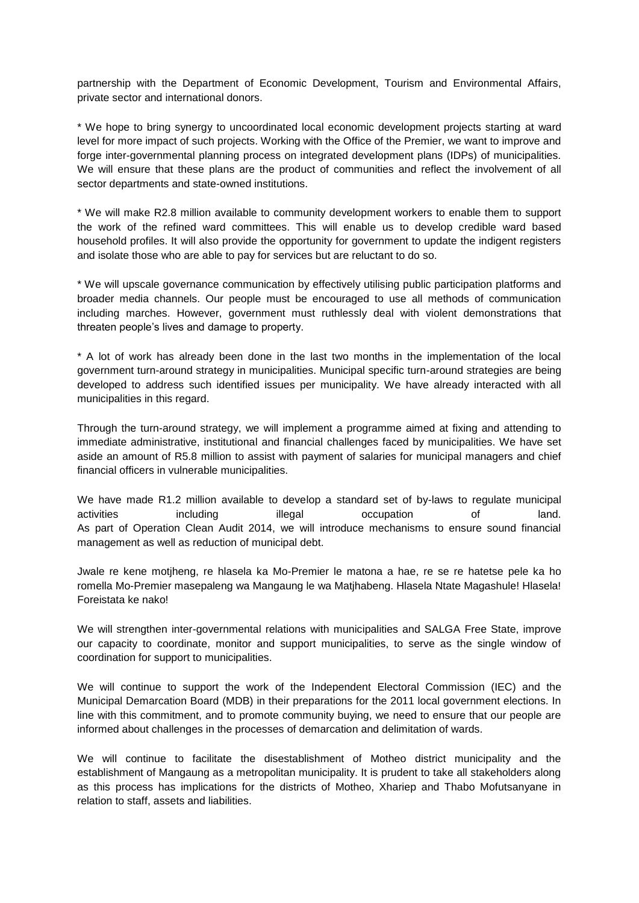partnership with the Department of Economic Development, Tourism and Environmental Affairs, private sector and international donors.

* We hope to bring synergy to uncoordinated local economic development projects starting at ward level for more impact of such projects. Working with the Office of the Premier, we want to improve and forge inter-governmental planning process on integrated development plans (IDPs) of municipalities. We will ensure that these plans are the product of communities and reflect the involvement of all sector departments and state-owned institutions.

* We will make R2.8 million available to community development workers to enable them to support the work of the refined ward committees. This will enable us to develop credible ward based household profiles. It will also provide the opportunity for government to update the indigent registers and isolate those who are able to pay for services but are reluctant to do so.

* We will upscale governance communication by effectively utilising public participation platforms and broader media channels. Our people must be encouraged to use all methods of communication including marches. However, government must ruthlessly deal with violent demonstrations that threaten people's lives and damage to property.

* A lot of work has already been done in the last two months in the implementation of the local government turn-around strategy in municipalities. Municipal specific turn-around strategies are being developed to address such identified issues per municipality. We have already interacted with all municipalities in this regard.

Through the turn-around strategy, we will implement a programme aimed at fixing and attending to immediate administrative, institutional and financial challenges faced by municipalities. We have set aside an amount of R5.8 million to assist with payment of salaries for municipal managers and chief financial officers in vulnerable municipalities.

We have made R1.2 million available to develop a standard set of by-laws to regulate municipal activities including illegal occupation of land.
As part of Operation Clean Audit 2014, we will introduce mechanisms to ensure sound financial management as well as reduction of municipal debt.

Jwale re kene motjheng, re hlasela ka Mo-Premier le matona a hae, re se re hatetse pele ka ho romella Mo-Premier masepaleng wa Mangaung le wa Matjhabeng. Hlasela Ntate Magashule! Hlasela! Foreistata ke nako!

We will strengthen inter-governmental relations with municipalities and SALGA Free State, improve our capacity to coordinate, monitor and support municipalities, to serve as the single window of coordination for support to municipalities.

We will continue to support the work of the Independent Electoral Commission (IEC) and the Municipal Demarcation Board (MDB) in their preparations for the 2011 local government elections. In line with this commitment, and to promote community buying, we need to ensure that our people are informed about challenges in the processes of demarcation and delimitation of wards.

We will continue to facilitate the disestablishment of Motheo district municipality and the establishment of Mangaung as a metropolitan municipality. It is prudent to take all stakeholders along as this process has implications for the districts of Motheo, Xhariep and Thabo Mofutsanyane in relation to staff, assets and liabilities.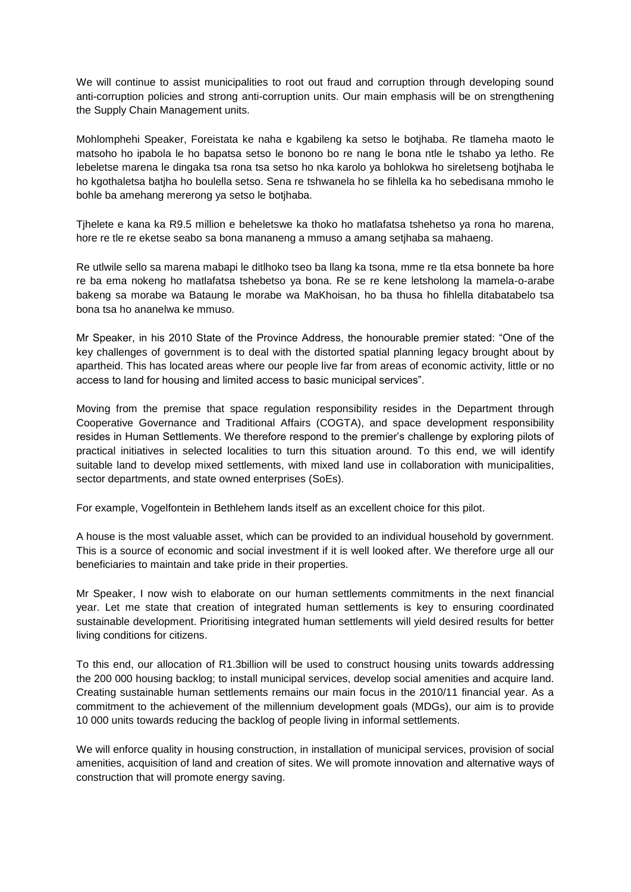We will continue to assist municipalities to root out fraud and corruption through developing sound anti-corruption policies and strong anti-corruption units. Our main emphasis will be on strengthening the Supply Chain Management units.

Mohlomphehi Speaker, Foreistata ke naha e kgabileng ka setso le botjhaba. Re tlameha maoto le matsoho ho ipabola le ho bapatsa setso le bonono bo re nang le bona ntle le tshabo ya letho. Re lebeletse marena le dingaka tsa rona tsa setso ho nka karolo ya bohlokwa ho sireletseng botjhaba le ho kgothaletsa batjha ho boulella setso. Sena re tshwanela ho se fihlella ka ho sebedisana mmoho le bohle ba amehang mererong ya setso le botjhaba.

Tjhelete e kana ka R9.5 million e beheletswe ka thoko ho matlafatsa tshehetso ya rona ho marena, hore re tle re eketse seabo sa bona mananeng a mmuso a amang setjhaba sa mahaeng.

Re utlwile sello sa marena mabapi le ditlhoko tseo ba llang ka tsona, mme re tla etsa bonnete ba hore re ba ema nokeng ho matlafatsa tshebetso ya bona. Re se re kene letsholong la mamela-o-arabe bakeng sa morabe wa Bataung le morabe wa MaKhoisan, ho ba thusa ho fihlella ditabatabelo tsa bona tsa ho ananelwa ke mmuso.

Mr Speaker, in his 2010 State of the Province Address, the honourable premier stated: "One of the key challenges of government is to deal with the distorted spatial planning legacy brought about by apartheid. This has located areas where our people live far from areas of economic activity, little or no access to land for housing and limited access to basic municipal services".

Moving from the premise that space regulation responsibility resides in the Department through Cooperative Governance and Traditional Affairs (COGTA), and space development responsibility resides in Human Settlements. We therefore respond to the premier's challenge by exploring pilots of practical initiatives in selected localities to turn this situation around. To this end, we will identify suitable land to develop mixed settlements, with mixed land use in collaboration with municipalities, sector departments, and state owned enterprises (SoEs).

For example, Vogelfontein in Bethlehem lands itself as an excellent choice for this pilot.

A house is the most valuable asset, which can be provided to an individual household by government. This is a source of economic and social investment if it is well looked after. We therefore urge all our beneficiaries to maintain and take pride in their properties.

Mr Speaker, I now wish to elaborate on our human settlements commitments in the next financial year. Let me state that creation of integrated human settlements is key to ensuring coordinated sustainable development. Prioritising integrated human settlements will yield desired results for better living conditions for citizens.

To this end, our allocation of R1.3billion will be used to construct housing units towards addressing the 200 000 housing backlog; to install municipal services, develop social amenities and acquire land. Creating sustainable human settlements remains our main focus in the 2010/11 financial year. As a commitment to the achievement of the millennium development goals (MDGs), our aim is to provide 10 000 units towards reducing the backlog of people living in informal settlements.

We will enforce quality in housing construction, in installation of municipal services, provision of social amenities, acquisition of land and creation of sites. We will promote innovation and alternative ways of construction that will promote energy saving.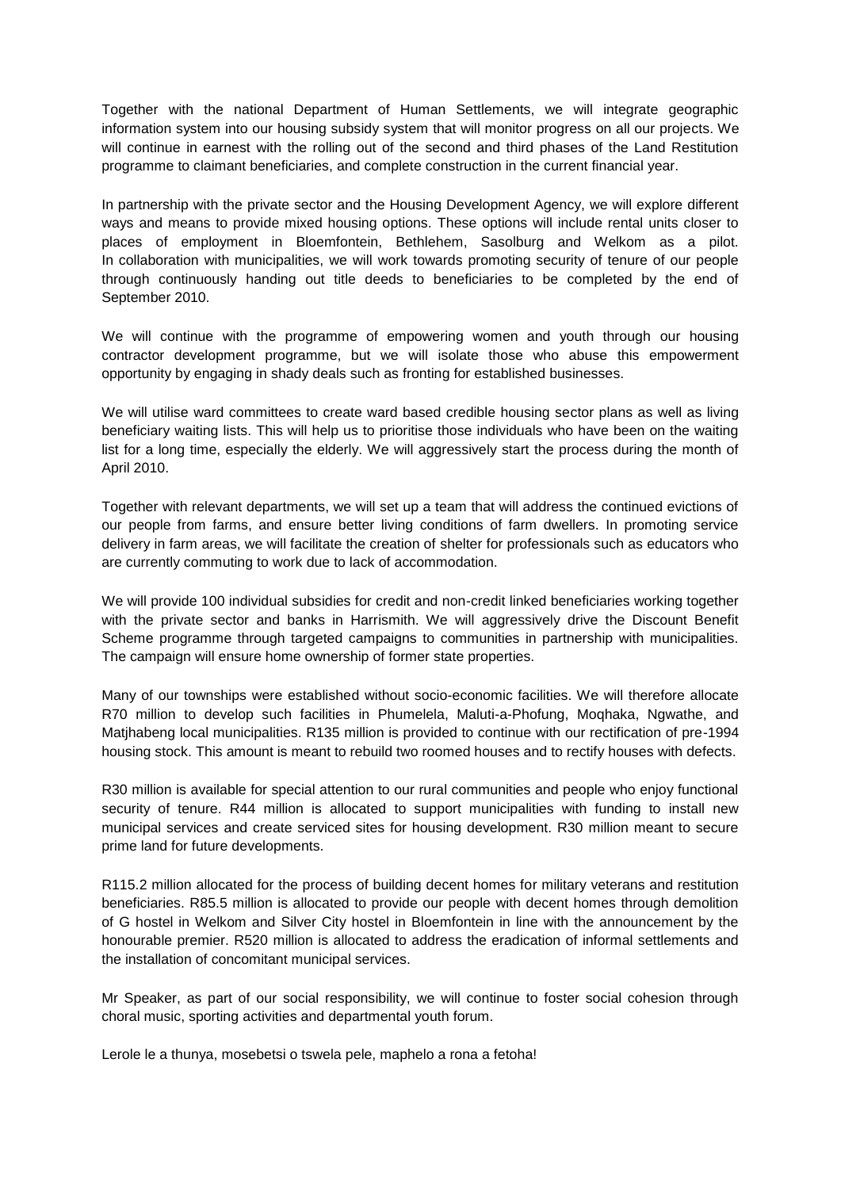Together with the national Department of Human Settlements, we will integrate geographic information system into our housing subsidy system that will monitor progress on all our projects. We will continue in earnest with the rolling out of the second and third phases of the Land Restitution programme to claimant beneficiaries, and complete construction in the current financial year.

In partnership with the private sector and the Housing Development Agency, we will explore different ways and means to provide mixed housing options. These options will include rental units closer to places of employment in Bloemfontein, Bethlehem, Sasolburg and Welkom as a pilot. In collaboration with municipalities, we will work towards promoting security of tenure of our people through continuously handing out title deeds to beneficiaries to be completed by the end of September 2010.

We will continue with the programme of empowering women and youth through our housing contractor development programme, but we will isolate those who abuse this empowerment opportunity by engaging in shady deals such as fronting for established businesses.

We will utilise ward committees to create ward based credible housing sector plans as well as living beneficiary waiting lists. This will help us to prioritise those individuals who have been on the waiting list for a long time, especially the elderly. We will aggressively start the process during the month of April 2010.

Together with relevant departments, we will set up a team that will address the continued evictions of our people from farms, and ensure better living conditions of farm dwellers. In promoting service delivery in farm areas, we will facilitate the creation of shelter for professionals such as educators who are currently commuting to work due to lack of accommodation.

We will provide 100 individual subsidies for credit and non-credit linked beneficiaries working together with the private sector and banks in Harrismith. We will aggressively drive the Discount Benefit Scheme programme through targeted campaigns to communities in partnership with municipalities. The campaign will ensure home ownership of former state properties.

Many of our townships were established without socio-economic facilities. We will therefore allocate R70 million to develop such facilities in Phumelela, Maluti-a-Phofung, Moqhaka, Ngwathe, and Matjhabeng local municipalities. R135 million is provided to continue with our rectification of pre-1994 housing stock. This amount is meant to rebuild two roomed houses and to rectify houses with defects.

R30 million is available for special attention to our rural communities and people who enjoy functional security of tenure. R44 million is allocated to support municipalities with funding to install new municipal services and create serviced sites for housing development. R30 million meant to secure prime land for future developments.

R115.2 million allocated for the process of building decent homes for military veterans and restitution beneficiaries. R85.5 million is allocated to provide our people with decent homes through demolition of G hostel in Welkom and Silver City hostel in Bloemfontein in line with the announcement by the honourable premier. R520 million is allocated to address the eradication of informal settlements and the installation of concomitant municipal services.

Mr Speaker, as part of our social responsibility, we will continue to foster social cohesion through choral music, sporting activities and departmental youth forum.

Lerole le a thunya, mosebetsi o tswela pele, maphelo a rona a fetoha!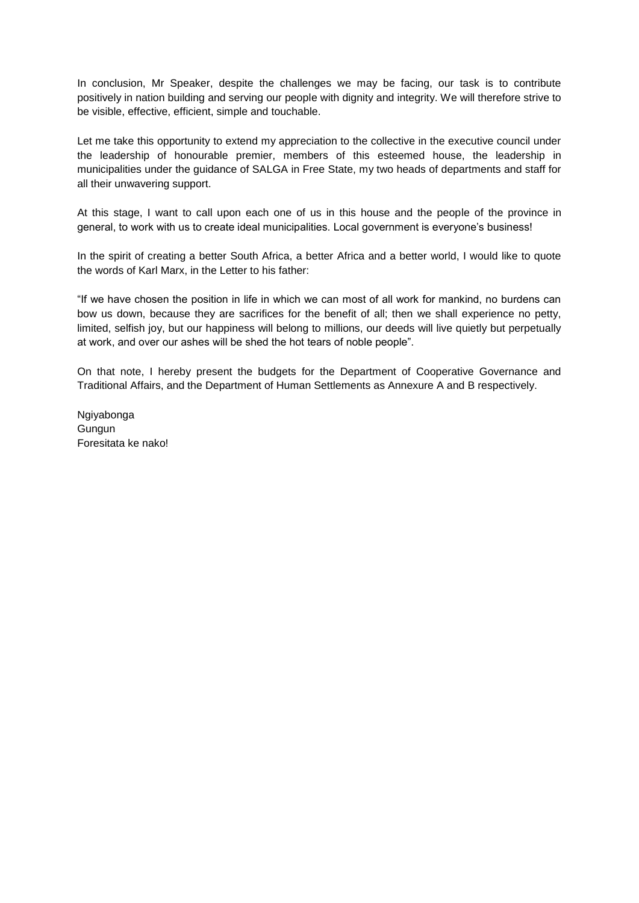In conclusion, Mr Speaker, despite the challenges we may be facing, our task is to contribute positively in nation building and serving our people with dignity and integrity. We will therefore strive to be visible, effective, efficient, simple and touchable.

Let me take this opportunity to extend my appreciation to the collective in the executive council under the leadership of honourable premier, members of this esteemed house, the leadership in municipalities under the guidance of SALGA in Free State, my two heads of departments and staff for all their unwavering support.

At this stage, I want to call upon each one of us in this house and the people of the province in general, to work with us to create ideal municipalities. Local government is everyone's business!

In the spirit of creating a better South Africa, a better Africa and a better world, I would like to quote the words of Karl Marx, in the Letter to his father:

"If we have chosen the position in life in which we can most of all work for mankind, no burdens can bow us down, because they are sacrifices for the benefit of all; then we shall experience no petty, limited, selfish joy, but our happiness will belong to millions, our deeds will live quietly but perpetually at work, and over our ashes will be shed the hot tears of noble people".

On that note, I hereby present the budgets for the Department of Cooperative Governance and Traditional Affairs, and the Department of Human Settlements as Annexure A and B respectively.

Ngiyabonga  
Gungun  
Foresitata ke nako!